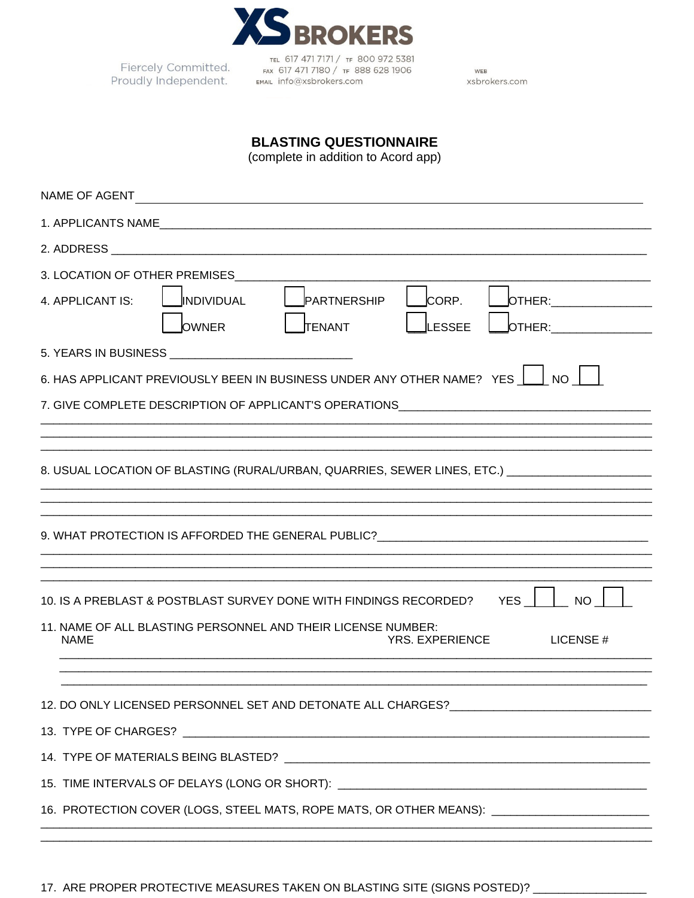XS BROKERS

Fiercely Committed.
Proudly Independent.

TEL 617 471 7171 / TF 800 972 5381
FAX 617 471 7180 / TF 888 628 1906
EMAIL info@xsbrokers.com

WEB xsbrokers.com

## BLASTING QUESTIONNAIRE

(complete in addition to Acord app)

NAME OF AGENT ______________________________________________

1. APPLICANTS NAME ______________________________________________

2. ADDRESS ______________________________________________

3. LOCATION OF OTHER PREMISES ______________________________________________

4. APPLICANT IS: ☐ INDIVIDUAL ☐ PARTNERSHIP ☐ CORP. ☐ OTHER: ____________
   ☐ OWNER ☐ TENANT ☐ LESSEE ☐ OTHER: ____________

5. YEARS IN BUSINESS ____________________

6. HAS APPLICANT PREVIOUSLY BEEN IN BUSINESS UNDER ANY OTHER NAME? YES ☐ NO ☐

7. GIVE COMPLETE DESCRIPTION OF APPLICANT'S OPERATIONS ______________________________________________
______________________________________________
______________________________________________
______________________________________________

8. USUAL LOCATION OF BLASTING (RURAL/URBAN, QUARRIES, SEWER LINES, ETC.) ____________________
______________________________________________
______________________________________________
______________________________________________

9. WHAT PROTECTION IS AFFORDED THE GENERAL PUBLIC? ______________________________________________
______________________________________________
______________________________________________
______________________________________________

10. IS A PREBLAST & POSTBLAST SURVEY DONE WITH FINDINGS RECORDED? YES ☐ NO ☐

11. NAME OF ALL BLASTING PERSONNEL AND THEIR LICENSE NUMBER:

| NAME | YRS. EXPERIENCE | LICENSE # |
|---|---|---|
| | | |
| | | |
| | | |

12. DO ONLY LICENSED PERSONNEL SET AND DETONATE ALL CHARGES? ____________________

13. TYPE OF CHARGES? ______________________________________________

14. TYPE OF MATERIALS BEING BLASTED? ______________________________________________

15. TIME INTERVALS OF DELAYS (LONG OR SHORT): ______________________________________________

16. PROTECTION COVER (LOGS, STEEL MATS, ROPE MATS, OR OTHER MEANS): ____________________
______________________________________________
______________________________________________

17. ARE PROPER PROTECTIVE MEASURES TAKEN ON BLASTING SITE (SIGNS POSTED)? ____________________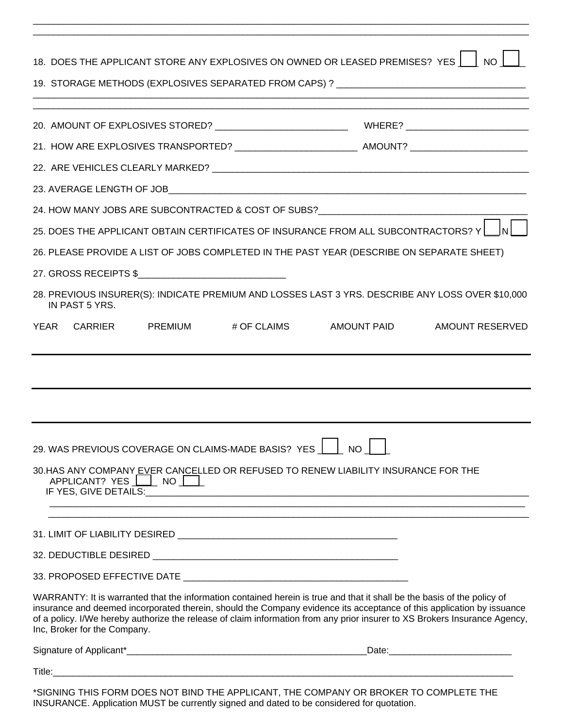18. DOES THE APPLICANT STORE ANY EXPLOSIVES ON OWNED OR LEASED PREMISES? YES ☐ NO ☐

19. STORAGE METHODS (EXPLOSIVES SEPARATED FROM CAPS) ? ___________________________________

20. AMOUNT OF EXPLOSIVES STORED? _________________________ WHERE? _______________________

21. HOW ARE EXPLOSIVES TRANSPORTED? _______________________ AMOUNT? _____________________

22. ARE VEHICLES CLEARLY MARKED? ____________________________________________________________

23. AVERAGE LENGTH OF JOB______________________________________________________________________

24. HOW MANY JOBS ARE SUBCONTRACTED & COST OF SUBS?______________________________________

25. DOES THE APPLICANT OBTAIN CERTIFICATES OF INSURANCE FROM ALL SUBCONTRACTORS? Y ☐ N ☐

26. PLEASE PROVIDE A LIST OF JOBS COMPLETED IN THE PAST YEAR (DESCRIBE ON SEPARATE SHEET)

27. GROSS RECEIPTS $____________________________

28. PREVIOUS INSURER(S): INDICATE PREMIUM AND LOSSES LAST 3 YRS. DESCRIBE ANY LOSS OVER $10,000 IN PAST 5 YRS.

| YEAR | CARRIER | PREMIUM | # OF CLAIMS | AMOUNT PAID | AMOUNT RESERVED |
|---|---|---|---|---|---|
| | | | | | |
| | | | | | |
| | | | | | |

29. WAS PREVIOUS COVERAGE ON CLAIMS-MADE BASIS? YES ☐ NO ☐

30. HAS ANY COMPANY EVER CANCELLED OR REFUSED TO RENEW LIABILITY INSURANCE FOR THE APPLICANT? YES ☐ NO ☐
IF YES, GIVE DETAILS:_________________________________________________________________________

31. LIMIT OF LIABILITY DESIRED ___________________________________________

32. DEDUCTIBLE DESIRED _______________________________________________

33. PROPOSED EFFECTIVE DATE ____________________________________________

WARRANTY: It is warranted that the information contained herein is true and that it shall be the basis of the policy of insurance and deemed incorporated therein, should the Company evidence its acceptance of this application by issuance of a policy. I/We hereby authorize the release of claim information from any prior insurer to XS Brokers Insurance Agency, Inc, Broker for the Company.

Signature of Applicant*_______________________________________________Date:_______________________

Title:______________________________________________________________________________________

*SIGNING THIS FORM DOES NOT BIND THE APPLICANT, THE COMPANY OR BROKER TO COMPLETE THE INSURANCE. Application MUST be currently signed and dated to be considered for quotation.